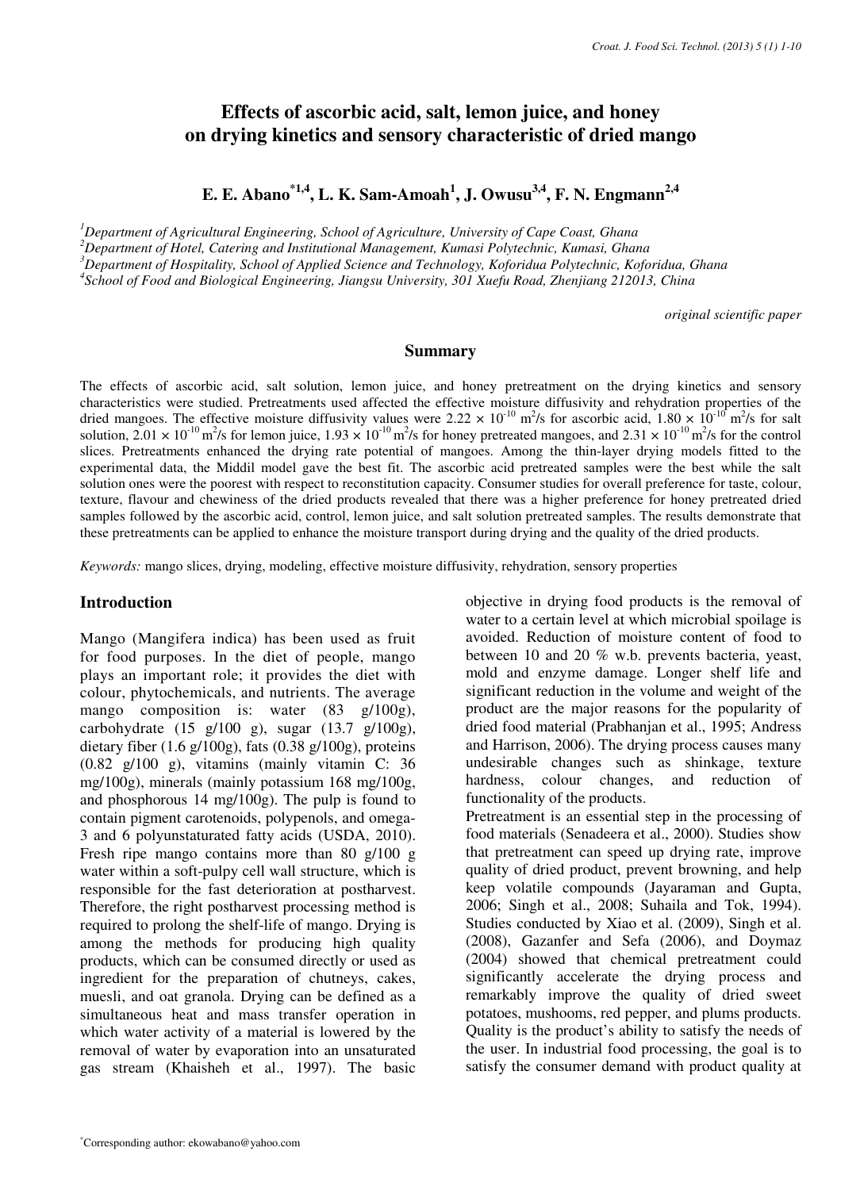# Effects of ascorbic acid, salt, lemon juice, and honey on drying kinetics and sensory characteristic of dried mango

**E. E. Abano**[*1,4], **L. K. Sam-Amoah**[1], **J. Owusu**[3,4], **F. N. Engmann**[2,4]

[1]*Department of Agricultural Engineering, School of Agriculture, University of Cape Coast, Ghana*
[2]*Department of Hotel, Catering and Institutional Management, Kumasi Polytechnic, Kumasi, Ghana*
[3]*Department of Hospitality, School of Applied Science and Technology, Koforidua Polytechnic, Koforidua, Ghana*
[4]*School of Food and Biological Engineering, Jiangsu University, 301 Xuefu Road, Zhenjiang 212013, China*

*original scientific paper*

## Summary

The effects of ascorbic acid, salt solution, lemon juice, and honey pretreatment on the drying kinetics and sensory characteristics were studied. Pretreatments used affected the effective moisture diffusivity and rehydration properties of the dried mangoes. The effective moisture diffusivity values were $2.22 \times 10^{-10}$ m²/s for ascorbic acid, $1.80 \times 10^{-10}$ m²/s for salt solution, $2.01 \times 10^{-10}$ m²/s for lemon juice, $1.93 \times 10^{-10}$ m²/s for honey pretreated mangoes, and $2.31 \times 10^{-10}$ m²/s for the control slices. Pretreatments enhanced the drying rate potential of mangoes. Among the thin-layer drying models fitted to the experimental data, the Middil model gave the best fit. The ascorbic acid pretreated samples were the best while the salt solution ones were the poorest with respect to reconstitution capacity. Consumer studies for overall preference for taste, colour, texture, flavour and chewiness of the dried products revealed that there was a higher preference for honey pretreated dried samples followed by the ascorbic acid, control, lemon juice, and salt solution pretreated samples. The results demonstrate that these pretreatments can be applied to enhance the moisture transport during drying and the quality of the dried products.

*Keywords:* mango slices, drying, modeling, effective moisture diffusivity, rehydration, sensory properties

## Introduction

Mango (Mangifera indica) has been used as fruit for food purposes. In the diet of people, mango plays an important role; it provides the diet with colour, phytochemicals, and nutrients. The average mango composition is: water (83 g/100g), carbohydrate (15 g/100 g), sugar (13.7 g/100g), dietary fiber (1.6 g/100g), fats (0.38 g/100g), proteins (0.82 g/100 g), vitamins (mainly vitamin C: 36 mg/100g), minerals (mainly potassium 168 mg/100g, and phosphorous 14 mg/100g). The pulp is found to contain pigment carotenoids, polypenols, and omega-3 and 6 polyunsaturated fatty acids (USDA, 2010). Fresh ripe mango contains more than 80 g/100 g water within a soft-pulpy cell wall structure, which is responsible for the fast deterioration at postharvest. Therefore, the right postharvest processing method is required to prolong the shelf-life of mango. Drying is among the methods for producing high quality products, which can be consumed directly or used as ingredient for the preparation of chutneys, cakes, muesli, and oat granola. Drying can be defined as a simultaneous heat and mass transfer operation in which water activity of a material is lowered by the removal of water by evaporation into an unsaturated gas stream (Khaisheh et al., 1997). The basic objective in drying food products is the removal of water to a certain level at which microbial spoilage is avoided. Reduction of moisture content of food to between 10 and 20 % w.b. prevents bacteria, yeast, mold and enzyme damage. Longer shelf life and significant reduction in the volume and weight of the product are the major reasons for the popularity of dried food material (Prabhanjan et al., 1995; Andress and Harrison, 2006). The drying process causes many undesirable changes such as shinkage, texture hardness, colour changes, and reduction of functionality of the products.

Pretreatment is an essential step in the processing of food materials (Senadeera et al., 2000). Studies show that pretreatment can speed up drying rate, improve quality of dried product, prevent browning, and help keep volatile compounds (Jayaraman and Gupta, 2006; Singh et al., 2008; Suhaila and Tok, 1994). Studies conducted by Xiao et al. (2009), Singh et al. (2008), Gazanfer and Sefa (2006), and Doymaz (2004) showed that chemical pretreatment could significantly accelerate the drying process and remarkably improve the quality of dried sweet potatoes, mushooms, red pepper, and plums products. Quality is the product's ability to satisfy the needs of the user. In industrial food processing, the goal is to satisfy the consumer demand with product quality at

[*]Corresponding author: ekowabano@yahoo.com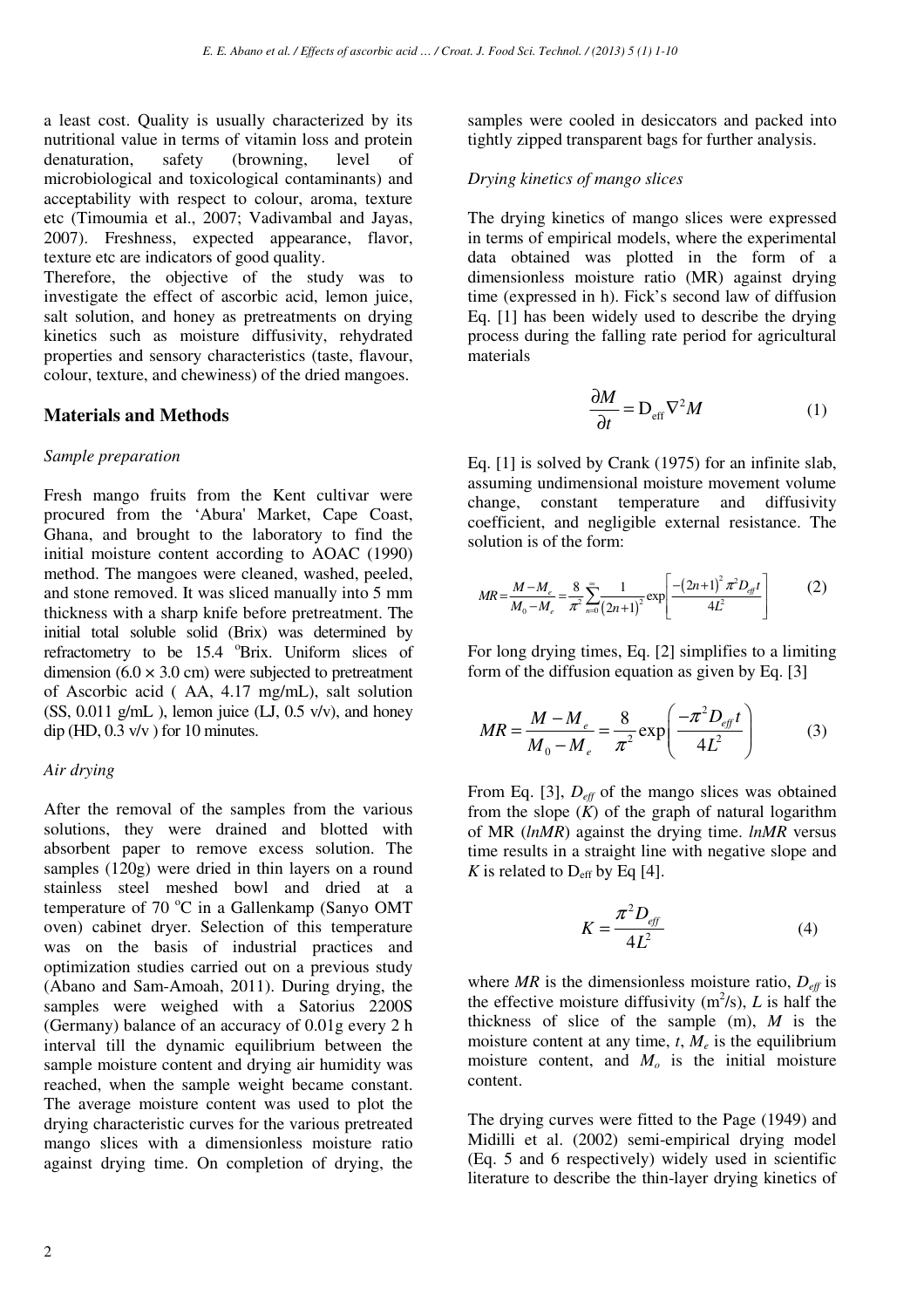a least cost. Quality is usually characterized by its nutritional value in terms of vitamin loss and protein denaturation, safety (browning, level of microbiological and toxicological contaminants) and acceptability with respect to colour, aroma, texture etc (Timoumia et al., 2007; Vadivambal and Jayas, 2007). Freshness, expected appearance, flavor, texture etc are indicators of good quality.

Therefore, the objective of the study was to investigate the effect of ascorbic acid, lemon juice, salt solution, and honey as pretreatments on drying kinetics such as moisture diffusivity, rehydrated properties and sensory characteristics (taste, flavour, colour, texture, and chewiness) of the dried mangoes.

## Materials and Methods

### *Sample preparation*

Fresh mango fruits from the Kent cultivar were procured from the 'Abura' Market, Cape Coast, Ghana, and brought to the laboratory to find the initial moisture content according to AOAC (1990) method. The mangoes were cleaned, washed, peeled, and stone removed. It was sliced manually into 5 mm thickness with a sharp knife before pretreatment. The initial total soluble solid (Brix) was determined by refractometry to be 15.4 °Brix. Uniform slices of dimension (6.0 × 3.0 cm) were subjected to pretreatment of Ascorbic acid ( AA, 4.17 mg/mL), salt solution (SS, 0.011 g/mL ), lemon juice (LJ, 0.5 v/v), and honey dip (HD, 0.3 v/v ) for 10 minutes.

### *Air drying*

After the removal of the samples from the various solutions, they were drained and blotted with absorbent paper to remove excess solution. The samples (120g) were dried in thin layers on a round stainless steel meshed bowl and dried at a temperature of 70 °C in a Gallenkamp (Sanyo OMT oven) cabinet dryer. Selection of this temperature was on the basis of industrial practices and optimization studies carried out on a previous study (Abano and Sam-Amoah, 2011). During drying, the samples were weighed with a Satorius 2200S (Germany) balance of an accuracy of 0.01g every 2 h interval till the dynamic equilibrium between the sample moisture content and drying air humidity was reached, when the sample weight became constant. The average moisture content was used to plot the drying characteristic curves for the various pretreated mango slices with a dimensionless moisture ratio against drying time. On completion of drying, the samples were cooled in desiccators and packed into tightly zipped transparent bags for further analysis.

### *Drying kinetics of mango slices*

The drying kinetics of mango slices were expressed in terms of empirical models, where the experimental data obtained was plotted in the form of a dimensionless moisture ratio (MR) against drying time (expressed in h). Fick's second law of diffusion Eq. [1] has been widely used to describe the drying process during the falling rate period for agricultural materials

$$\frac{\partial M}{\partial t} = D_{\text{eff}} \nabla^2 M \qquad (1)$$

Eq. [1] is solved by Crank (1975) for an infinite slab, assuming undimensional moisture movement volume change, constant temperature and diffusivity coefficient, and negligible external resistance. The solution is of the form:

$$MR = \frac{M - M_e}{M_0 - M_e} = \frac{8}{\pi^2} \sum_{n=0}^{\infty} \frac{1}{(2n+1)^2} \exp\left[\frac{-(2n+1)^2 \pi^2 D_{eff} t}{4L^2}\right] \qquad (2)$$

For long drying times, Eq. [2] simplifies to a limiting form of the diffusion equation as given by Eq. [3]

$$MR = \frac{M - M_e}{M_0 - M_e} = \frac{8}{\pi^2} \exp\left(\frac{-\pi^2 D_{eff} t}{4L^2}\right) \qquad (3)$$

From Eq. [3], $D_{eff}$ of the mango slices was obtained from the slope ($K$) of the graph of natural logarithm of MR (*lnMR*) against the drying time. *lnMR* versus time results in a straight line with negative slope and $K$ is related to $D_{\text{eff}}$ by Eq [4].

$$K = \frac{\pi^2 D_{eff}}{4L^2} \qquad (4)$$

where *MR* is the dimensionless moisture ratio, $D_{eff}$ is the effective moisture diffusivity ($m^2/s$), $L$ is half the thickness of slice of the sample (m), $M$ is the moisture content at any time, $t$, $M_e$ is the equilibrium moisture content, and $M_o$ is the initial moisture content.

The drying curves were fitted to the Page (1949) and Midilli et al. (2002) semi-empirical drying model (Eq. 5 and 6 respectively) widely used in scientific literature to describe the thin-layer drying kinetics of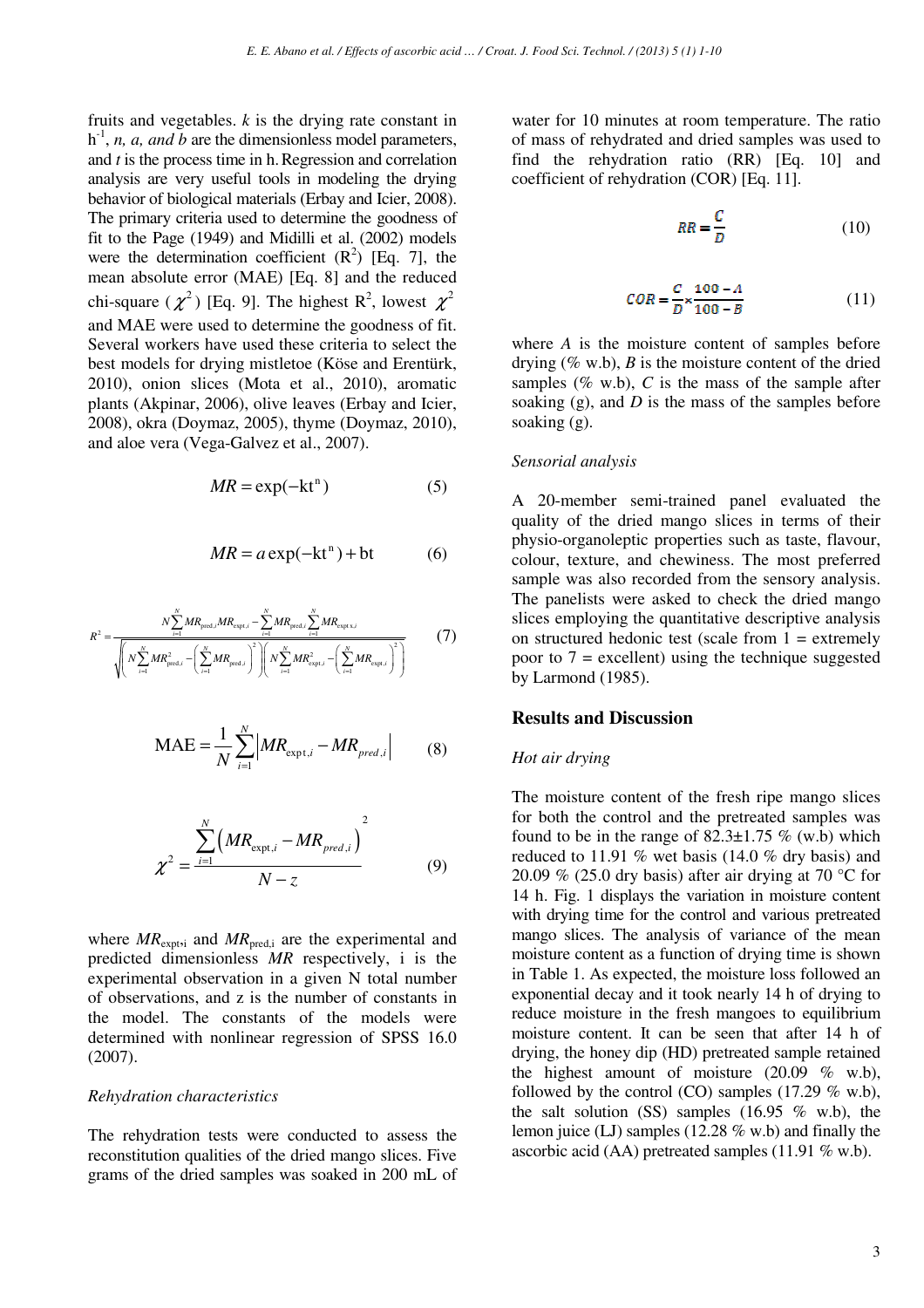fruits and vegetables. $k$ is the drying rate constant in $h^{-1}$, $n$, $a$, and $b$ are the dimensionless model parameters, and $t$ is the process time in h. Regression and correlation analysis are very useful tools in modeling the drying behavior of biological materials (Erbay and Icier, 2008). The primary criteria used to determine the goodness of fit to the Page (1949) and Midilli et al. (2002) models were the determination coefficient ($R^2$) [Eq. 7], the mean absolute error (MAE) [Eq. 8] and the reduced chi-square ($\chi^2$) [Eq. 9]. The highest $R^2$, lowest $\chi^2$ and MAE were used to determine the goodness of fit. Several workers have used these criteria to select the best models for drying mistletoe (Köse and Erentürk, 2010), onion slices (Mota et al., 2010), aromatic plants (Akpinar, 2006), olive leaves (Erbay and Icier, 2008), okra (Doymaz, 2005), thyme (Doymaz, 2010), and aloe vera (Vega-Galvez et al., 2007).

$$MR = \exp(-\mathrm{k}t^{\mathrm{n}}) \tag{5}$$

$$MR = a\exp(-\mathrm{k}t^{\mathrm{n}}) + \mathrm{b}t \tag{6}$$

$$R^2 = \frac{N\sum_{i=1}^{N} MR_{\mathrm{pred},i}MR_{\mathrm{expt},i} - \sum_{i=1}^{N} MR_{\mathrm{pred},i}\sum_{i=1}^{N} MR_{\mathrm{expt},i}}{\sqrt{\left(N\sum_{i=1}^{N} MR_{\mathrm{pred},i}^2 - \left(\sum_{i=1}^{N} MR_{\mathrm{pred},i}\right)^2\right)\left(N\sum_{i=1}^{N} MR_{\mathrm{expt},i}^2 - \left(\sum_{i=1}^{N} MR_{\mathrm{expt},i}\right)^2\right)}} \tag{7}$$

$$\mathrm{MAE} = \frac{1}{N}\sum_{i=1}^{N}\left|MR_{\mathrm{expt},i} - MR_{pred,i}\right| \tag{8}$$

$$\chi^2 = \frac{\sum_{i=1}^{N}\left(MR_{\mathrm{expt},i} - MR_{pred,i}\right)^2}{N - z} \tag{9}$$

where $MR_{\mathrm{expt},i}$ and $MR_{\mathrm{pred},i}$ are the experimental and predicted dimensionless $MR$ respectively, i is the experimental observation in a given N total number of observations, and z is the number of constants in the model. The constants of the models were determined with nonlinear regression of SPSS 16.0 (2007).

### *Rehydration characteristics*

The rehydration tests were conducted to assess the reconstitution qualities of the dried mango slices. Five grams of the dried samples was soaked in 200 mL of water for 10 minutes at room temperature. The ratio of mass of rehydrated and dried samples was used to find the rehydration ratio (RR) [Eq. 10] and coefficient of rehydration (COR) [Eq. 11].

$$RR = \frac{C}{D} \tag{10}$$

$$COR = \frac{C}{D} \times \frac{100 - A}{100 - B} \tag{11}$$

where $A$ is the moisture content of samples before drying (% w.b), $B$ is the moisture content of the dried samples (% w.b), $C$ is the mass of the sample after soaking (g), and $D$ is the mass of the samples before soaking (g).

### *Sensorial analysis*

A 20-member semi-trained panel evaluated the quality of the dried mango slices in terms of their physio-organoleptic properties such as taste, flavour, colour, texture, and chewiness. The most preferred sample was also recorded from the sensory analysis. The panelists were asked to check the dried mango slices employing the quantitative descriptive analysis on structured hedonic test (scale from 1 = extremely poor to 7 = excellent) using the technique suggested by Larmond (1985).

## Results and Discussion

### *Hot air drying*

The moisture content of the fresh ripe mango slices for both the control and the pretreated samples was found to be in the range of 82.3±1.75 % (w.b) which reduced to 11.91 % wet basis (14.0 % dry basis) and 20.09 % (25.0 dry basis) after air drying at 70 °C for 14 h. Fig. 1 displays the variation in moisture content with drying time for the control and various pretreated mango slices. The analysis of variance of the mean moisture content as a function of drying time is shown in Table 1. As expected, the moisture loss followed an exponential decay and it took nearly 14 h of drying to reduce moisture in the fresh mangoes to equilibrium moisture content. It can be seen that after 14 h of drying, the honey dip (HD) pretreated sample retained the highest amount of moisture (20.09 % w.b), followed by the control (CO) samples (17.29 % w.b), the salt solution (SS) samples (16.95 % w.b), the lemon juice (LJ) samples (12.28 % w.b) and finally the ascorbic acid (AA) pretreated samples (11.91 % w.b).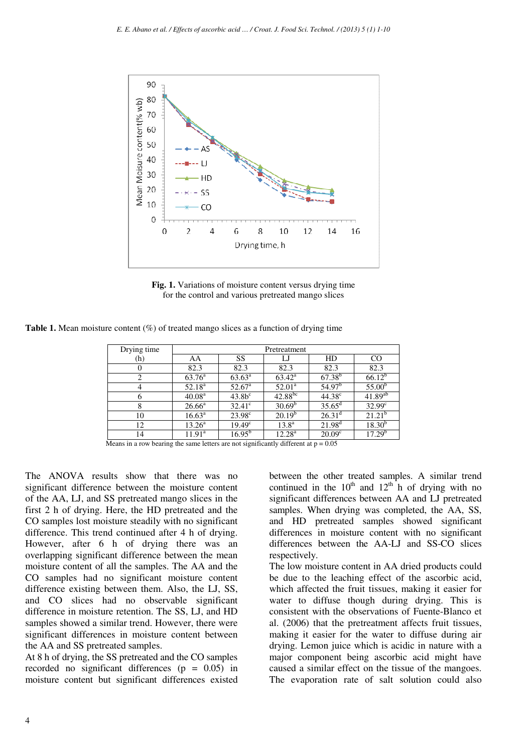**Fig. 1.** Variations of moisture content versus drying time for the control and various pretreated mango slices

**Table 1.** Mean moisture content (%) of treated mango slices as a function of drying time

| Drying time (h) | Pretreatment | | | | |
|---|---|---|---|---|---|
| | AA | SS | LJ | HD | CO |
| 0 | 82.3 | 82.3 | 82.3 | 82.3 | 82.3 |
| 2 | 63.76$^{a}$ | 63.63$^{a}$ | 63.42$^{a}$ | 67.38$^{b}$ | 66.12$^{b}$ |
| 4 | 52.18$^{a}$ | 52.67$^{a}$ | 52.01$^{a}$ | 54.97$^{b}$ | 55.00$^{b}$ |
| 6 | 40.08$^{a}$ | 43.8b$^{c}$ | 42.88$^{bc}$ | 44.38$^{c}$ | 41.89$^{ab}$ |
| 8 | 26.66$^{a}$ | 32.41$^{c}$ | 30.69$^{b}$ | 35.65$^{d}$ | 32.99$^{c}$ |
| 10 | 16.63$^{a}$ | 23.98$^{c}$ | 20.19$^{b}$ | 26.31$^{d}$ | 21.21$^{b}$ |
| 12 | 13.26$^{a}$ | 19.49$^{c}$ | 13.8$^{a}$ | 21.98$^{d}$ | 18.30$^{b}$ |
| 14 | 11.91$^{a}$ | 16.95$^{b}$ | 12.28$^{a}$ | 20.09$^{c}$ | 17.29$^{b}$ |

Means in a row bearing the same letters are not significantly different at p = 0.05

The ANOVA results show that there was no significant difference between the moisture content of the AA, LJ, and SS pretreated mango slices in the first 2 h of drying. Here, the HD pretreated and the CO samples lost moisture steadily with no significant difference. This trend continued after 4 h of drying. However, after 6 h of drying there was an overlapping significant difference between the mean moisture content of all the samples. The AA and the CO samples had no significant moisture content difference existing between them. Also, the LJ, SS, and CO slices had no observable significant difference in moisture retention. The SS, LJ, and HD samples showed a similar trend. However, there were significant differences in moisture content between the AA and SS pretreated samples.

At 8 h of drying, the SS pretreated and the CO samples recorded no significant differences ($p = 0.05$) in moisture content but significant differences existed between the other treated samples. A similar trend continued in the 10$^{th}$ and 12$^{th}$ h of drying with no significant differences between AA and LJ pretreated samples. When drying was completed, the AA, SS, and HD pretreated samples showed significant differences in moisture content with no significant differences between the AA-LJ and SS-CO slices respectively.

The low moisture content in AA dried products could be due to the leaching effect of the ascorbic acid, which affected the fruit tissues, making it easier for water to diffuse though during drying. This is consistent with the observations of Fuente-Blanco et al. (2006) that the pretreatment affects fruit tissues, making it easier for the water to diffuse during air drying. Lemon juice which is acidic in nature with a major component being ascorbic acid might have caused a similar effect on the tissue of the mangoes. The evaporation rate of salt solution could also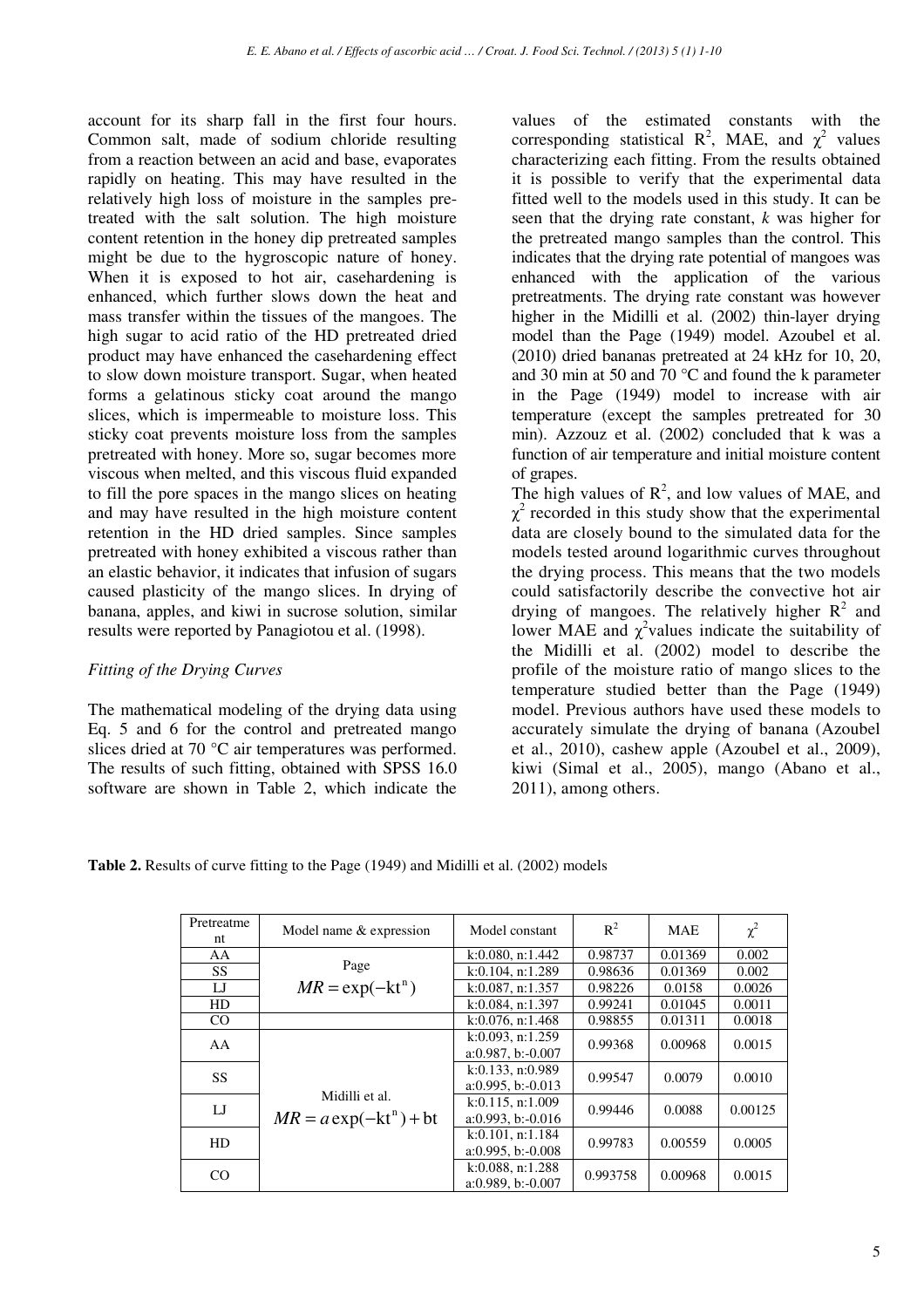account for its sharp fall in the first four hours. Common salt, made of sodium chloride resulting from a reaction between an acid and base, evaporates rapidly on heating. This may have resulted in the relatively high loss of moisture in the samples pre-treated with the salt solution. The high moisture content retention in the honey dip pretreated samples might be due to the hygroscopic nature of honey. When it is exposed to hot air, casehardening is enhanced, which further slows down the heat and mass transfer within the tissues of the mangoes. The high sugar to acid ratio of the HD pretreated dried product may have enhanced the casehardening effect to slow down moisture transport. Sugar, when heated forms a gelatinous sticky coat around the mango slices, which is impermeable to moisture loss. This sticky coat prevents moisture loss from the samples pretreated with honey. More so, sugar becomes more viscous when melted, and this viscous fluid expanded to fill the pore spaces in the mango slices on heating and may have resulted in the high moisture content retention in the HD dried samples. Since samples pretreated with honey exhibited a viscous rather than an elastic behavior, it indicates that infusion of sugars caused plasticity of the mango slices. In drying of banana, apples, and kiwi in sucrose solution, similar results were reported by Panagiotou et al. (1998).

*Fitting of the Drying Curves*

The mathematical modeling of the drying data using Eq. 5 and 6 for the control and pretreated mango slices dried at 70 °C air temperatures was performed. The results of such fitting, obtained with SPSS 16.0 software are shown in Table 2, which indicate the values of the estimated constants with the corresponding statistical $R^2$, MAE, and $\chi^2$ values characterizing each fitting. From the results obtained it is possible to verify that the experimental data fitted well to the models used in this study. It can be seen that the drying rate constant, *k* was higher for the pretreated mango samples than the control. This indicates that the drying rate potential of mangoes was enhanced with the application of the various pretreatments. The drying rate constant was however higher in the Midilli et al. (2002) thin-layer drying model than the Page (1949) model. Azoubel et al. (2010) dried bananas pretreated at 24 kHz for 10, 20, and 30 min at 50 and 70 °C and found the k parameter in the Page (1949) model to increase with air temperature (except the samples pretreated for 30 min). Azzouz et al. (2002) concluded that k was a function of air temperature and initial moisture content of grapes.

The high values of $R^2$, and low values of MAE, and $\chi^2$ recorded in this study show that the experimental data are closely bound to the simulated data for the models tested around logarithmic curves throughout the drying process. This means that the two models could satisfactorily describe the convective hot air drying of mangoes. The relatively higher $R^2$ and lower MAE and $\chi^2$ values indicate the suitability of the Midilli et al. (2002) model to describe the profile of the moisture ratio of mango slices to the temperature studied better than the Page (1949) model. Previous authors have used these models to accurately simulate the drying of banana (Azoubel et al., 2010), cashew apple (Azoubel et al., 2009), kiwi (Simal et al., 2005), mango (Abano et al., 2011), among others.

**Table 2.** Results of curve fitting to the Page (1949) and Midilli et al. (2002) models

| Pretreatment | Model name & expression | Model constant | $R^2$ | MAE | $\chi^2$ |
|---|---|---|---|---|---|
| AA | Page $MR = \exp(-kt^n)$ | k:0.080, n:1.442 | 0.98737 | 0.01369 | 0.002 |
| SS | | k:0.104, n:1.289 | 0.98636 | 0.01369 | 0.002 |
| LJ | | k:0.087, n:1.357 | 0.98226 | 0.0158 | 0.0026 |
| HD | | k:0.084, n:1.397 | 0.99241 | 0.01045 | 0.0011 |
| CO | | k:0.076, n:1.468 | 0.98855 | 0.01311 | 0.0018 |
| AA | Midilli et al. $MR = a\exp(-kt^n) + bt$ | k:0.093, n:1.259 a:0.987, b:-0.007 | 0.99368 | 0.00968 | 0.0015 |
| SS | | k:0.133, n:0.989 a:0.995, b:-0.013 | 0.99547 | 0.0079 | 0.0010 |
| LJ | | k:0.115, n:1.009 a:0.993, b:-0.016 | 0.99446 | 0.0088 | 0.00125 |
| HD | | k:0.101, n:1.184 a:0.995, b:-0.008 | 0.99783 | 0.00559 | 0.0005 |
| CO | | k:0.088, n:1.288 a:0.989, b:-0.007 | 0.993758 | 0.00968 | 0.0015 |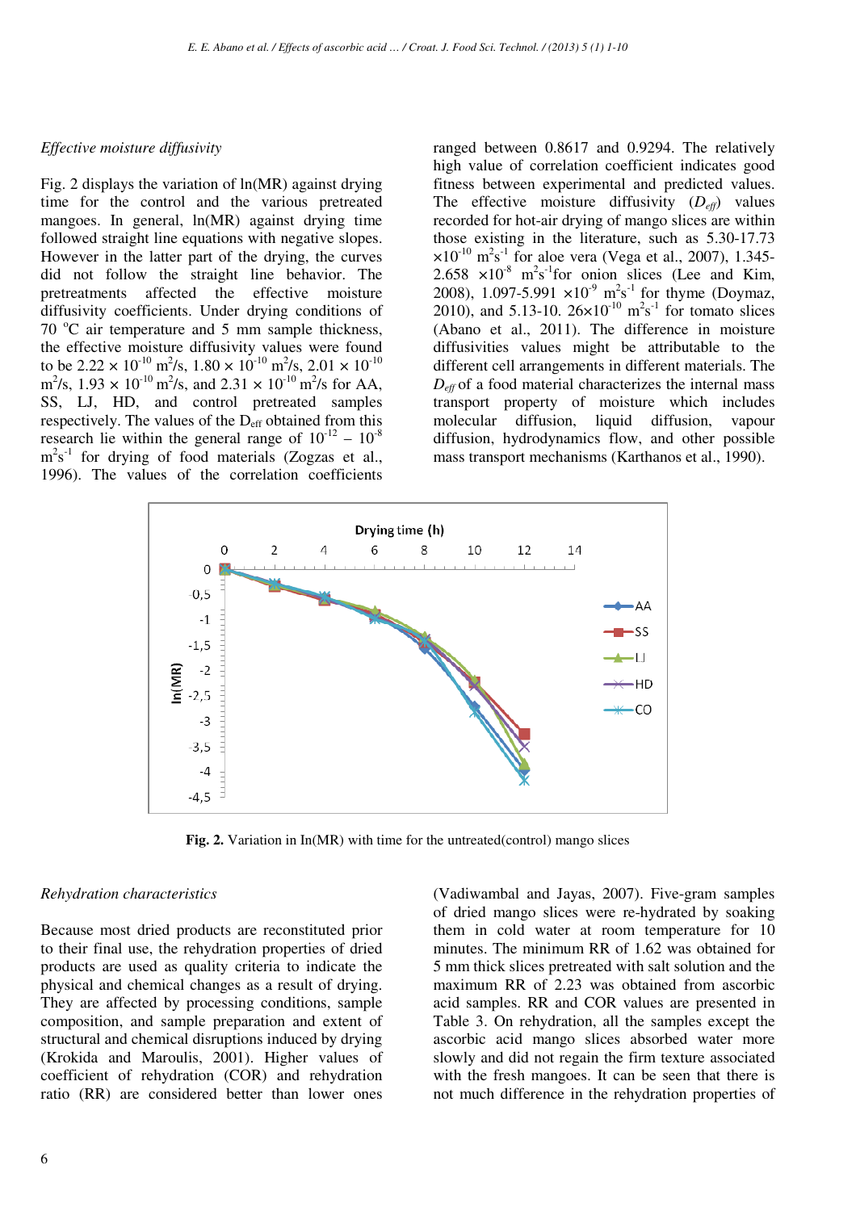*Effective moisture diffusivity*

Fig. 2 displays the variation of ln(MR) against drying time for the control and the various pretreated mangoes. In general, ln(MR) against drying time followed straight line equations with negative slopes. However in the latter part of the drying, the curves did not follow the straight line behavior. The pretreatments affected the effective moisture diffusivity coefficients. Under drying conditions of 70 °C air temperature and 5 mm sample thickness, the effective moisture diffusivity values were found to be $2.22 \times 10^{-10}$ m$^2$/s, $1.80 \times 10^{-10}$ m$^2$/s, $2.01 \times 10^{-10}$ m$^2$/s, $1.93 \times 10^{-10}$ m$^2$/s, and $2.31 \times 10^{-10}$ m$^2$/s for AA, SS, LJ, HD, and control pretreated samples respectively. The values of the $D_{eff}$ obtained from this research lie within the general range of $10^{-12} - 10^{-8}$ m$^2$s$^{-1}$ for drying of food materials (Zogzas et al., 1996). The values of the correlation coefficients ranged between 0.8617 and 0.9294. The relatively high value of correlation coefficient indicates good fitness between experimental and predicted values. The effective moisture diffusivity ($D_{eff}$) values recorded for hot-air drying of mango slices are within those existing in the literature, such as 5.30-17.73 $\times 10^{-10}$ m$^2$s$^{-1}$ for aloe vera (Vega et al., 2007), 1.345-2.658 $\times 10^{-8}$ m$^2$s$^{-1}$ for onion slices (Lee and Kim, 2008), 1.097-5.991 $\times 10^{-9}$ m$^2$s$^{-1}$ for thyme (Doymaz, 2010), and 5.13-10. 26$\times 10^{-10}$ m$^2$s$^{-1}$ for tomato slices (Abano et al., 2011). The difference in moisture diffusivities values might be attributable to the different cell arrangements in different materials. The $D_{eff}$ of a food material characterizes the internal mass transport property of moisture which includes molecular diffusion, liquid diffusion, vapour diffusion, hydrodynamics flow, and other possible mass transport mechanisms (Karthanos et al., 1990).

**Fig. 2.** Variation in ln(MR) with time for the untreated(control) mango slices

*Rehydration characteristics*

Because most dried products are reconstituted prior to their final use, the rehydration properties of dried products are used as quality criteria to indicate the physical and chemical changes as a result of drying. They are affected by processing conditions, sample composition, and sample preparation and extent of structural and chemical disruptions induced by drying (Krokida and Maroulis, 2001). Higher values of coefficient of rehydration (COR) and rehydration ratio (RR) are considered better than lower ones (Vadiwambal and Jayas, 2007). Five-gram samples of dried mango slices were re-hydrated by soaking them in cold water at room temperature for 10 minutes. The minimum RR of 1.62 was obtained for 5 mm thick slices pretreated with salt solution and the maximum RR of 2.23 was obtained from ascorbic acid samples. RR and COR values are presented in Table 3. On rehydration, all the samples except the ascorbic acid mango slices absorbed water more slowly and did not regain the firm texture associated with the fresh mangoes. It can be seen that there is not much difference in the rehydration properties of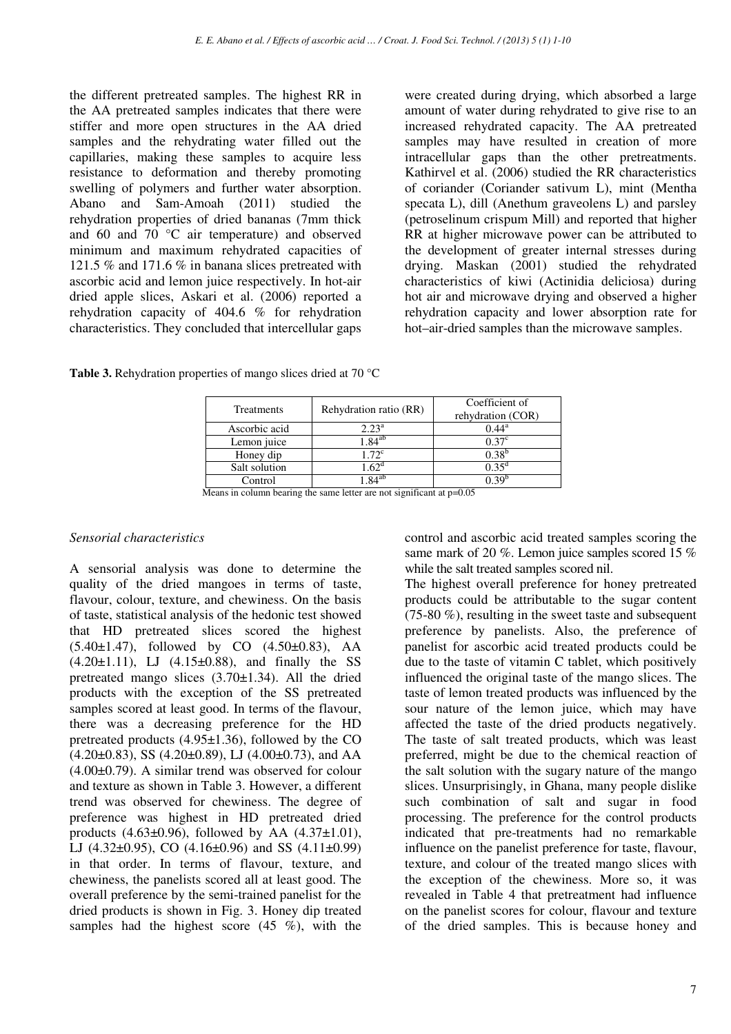the different pretreated samples. The highest RR in the AA pretreated samples indicates that there were stiffer and more open structures in the AA dried samples and the rehydrating water filled out the capillaries, making these samples to acquire less resistance to deformation and thereby promoting swelling of polymers and further water absorption. Abano and Sam-Amoah (2011) studied the rehydration properties of dried bananas (7mm thick and 60 and 70 °C air temperature) and observed minimum and maximum rehydrated capacities of 121.5 % and 171.6 % in banana slices pretreated with ascorbic acid and lemon juice respectively. In hot-air dried apple slices, Askari et al. (2006) reported a rehydration capacity of 404.6 % for rehydration characteristics. They concluded that intercellular gaps were created during drying, which absorbed a large amount of water during rehydrated to give rise to an increased rehydrated capacity. The AA pretreated samples may have resulted in creation of more intracellular gaps than the other pretreatments. Kathirvel et al. (2006) studied the RR characteristics of coriander (Coriander sativum L), mint (Mentha specata L), dill (Anethum graveolens L) and parsley (petroselinum crispum Mill) and reported that higher RR at higher microwave power can be attributed to the development of greater internal stresses during drying. Maskan (2001) studied the rehydrated characteristics of kiwi (Actinidia deliciosa) during hot air and microwave drying and observed a higher rehydration capacity and lower absorption rate for hot–air-dried samples than the microwave samples.

**Table 3.** Rehydration properties of mango slices dried at 70 °C

| Treatments | Rehydration ratio (RR) | Coefficient of rehydration (COR) |
|---|---|---|
| Ascorbic acid | $2.23^{a}$ | $0.44^{a}$ |
| Lemon juice | $1.84^{ab}$ | $0.37^{c}$ |
| Honey dip | $1.72^{c}$ | $0.38^{b}$ |
| Salt solution | $1.62^{d}$ | $0.35^{d}$ |
| Control | $1.84^{ab}$ | $0.39^{b}$ |

Means in column bearing the same letter are not significant at p=0.05

*Sensorial characteristics*

A sensorial analysis was done to determine the quality of the dried mangoes in terms of taste, flavour, colour, texture, and chewiness. On the basis of taste, statistical analysis of the hedonic test showed that HD pretreated slices scored the highest (5.40±1.47), followed by CO (4.50±0.83), AA (4.20±1.11), LJ (4.15±0.88), and finally the SS pretreated mango slices (3.70±1.34). All the dried products with the exception of the SS pretreated samples scored at least good. In terms of the flavour, there was a decreasing preference for the HD pretreated products (4.95±1.36), followed by the CO (4.20±0.83), SS (4.20±0.89), LJ (4.00±0.73), and AA (4.00±0.79). A similar trend was observed for colour and texture as shown in Table 3. However, a different trend was observed for chewiness. The degree of preference was highest in HD pretreated dried products (4.63±0.96), followed by AA (4.37±1.01), LJ (4.32±0.95), CO (4.16±0.96) and SS (4.11±0.99) in that order. In terms of flavour, texture, and chewiness, the panelists scored all at least good. The overall preference by the semi-trained panelist for the dried products is shown in Fig. 3. Honey dip treated samples had the highest score (45 %), with the control and ascorbic acid treated samples scoring the same mark of 20 %. Lemon juice samples scored 15 % while the salt treated samples scored nil.

The highest overall preference for honey pretreated products could be attributable to the sugar content (75-80 %), resulting in the sweet taste and subsequent preference by panelists. Also, the preference of panelist for ascorbic acid treated products could be due to the taste of vitamin C tablet, which positively influenced the original taste of the mango slices. The taste of lemon treated products was influenced by the sour nature of the lemon juice, which may have affected the taste of the dried products negatively. The taste of salt treated products, which was least preferred, might be due to the chemical reaction of the salt solution with the sugary nature of the mango slices. Unsurprisingly, in Ghana, many people dislike such combination of salt and sugar in food processing. The preference for the control products indicated that pre-treatments had no remarkable influence on the panelist preference for taste, flavour, texture, and colour of the treated mango slices with the exception of the chewiness. More so, it was revealed in Table 4 that pretreatment had influence on the panelist scores for colour, flavour and texture of the dried samples. This is because honey and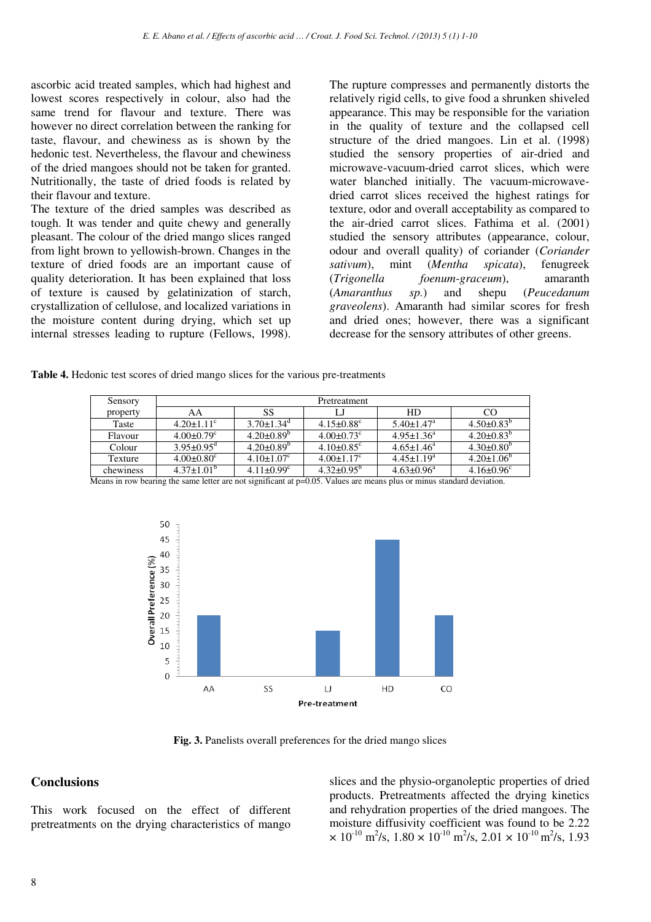ascorbic acid treated samples, which had highest and lowest scores respectively in colour, also had the same trend for flavour and texture. There was however no direct correlation between the ranking for taste, flavour, and chewiness as is shown by the hedonic test. Nevertheless, the flavour and chewiness of the dried mangoes should not be taken for granted. Nutritionally, the taste of dried foods is related by their flavour and texture.

The texture of the dried samples was described as tough. It was tender and quite chewy and generally pleasant. The colour of the dried mango slices ranged from light brown to yellowish-brown. Changes in the texture of dried foods are an important cause of quality deterioration. It has been explained that loss of texture is caused by gelatinization of starch, crystallization of cellulose, and localized variations in the moisture content during drying, which set up internal stresses leading to rupture (Fellows, 1998). The rupture compresses and permanently distorts the relatively rigid cells, to give food a shrunken shiveled appearance. This may be responsible for the variation in the quality of texture and the collapsed cell structure of the dried mangoes. Lin et al. (1998) studied the sensory properties of air-dried and microwave-vacuum-dried carrot slices, which were water blanched initially. The vacuum-microwave-dried carrot slices received the highest ratings for texture, odor and overall acceptability as compared to the air-dried carrot slices. Fathima et al. (2001) studied the sensory attributes (appearance, colour, odour and overall quality) of coriander (*Coriander sativum*), mint (*Mentha spicata*), fenugreek (*Trigonella foenum-graceum*), amaranth (*Amaranthus sp.*) and shepu (*Peucedanum graveolens*). Amaranth had similar scores for fresh and dried ones; however, there was a significant decrease for the sensory attributes of other greens.

**Table 4.** Hedonic test scores of dried mango slices for the various pre-treatments

| Sensory property | Pretreatment | | | | |
|---|---|---|---|---|---|
| | AA | SS | LJ | HD | CO |
| Taste | $4.20\pm1.11^{c}$ | $3.70\pm1.34^{d}$ | $4.15\pm0.88^{c}$ | $5.40\pm1.47^{a}$ | $4.50\pm0.83^{b}$ |
| Flavour | $4.00\pm0.79^{c}$ | $4.20\pm0.89^{b}$ | $4.00\pm0.73^{c}$ | $4.95\pm1.36^{a}$ | $4.20\pm0.83^{b}$ |
| Colour | $3.95\pm0.95^{d}$ | $4.20\pm0.89^{b}$ | $4.10\pm0.85^{c}$ | $4.65\pm1.46^{a}$ | $4.30\pm0.80^{b}$ |
| Texture | $4.00\pm0.80^{c}$ | $4.10\pm1.07^{c}$ | $4.00\pm1.17^{c}$ | $4.45\pm1.19^{a}$ | $4.20\pm1.06^{b}$ |
| chewiness | $4.37\pm1.01^{b}$ | $4.11\pm0.99^{c}$ | $4.32\pm0.95^{b}$ | $4.63\pm0.96^{a}$ | $4.16\pm0.96^{c}$ |

Means in row bearing the same letter are not significant at p=0.05. Values are means plus or minus standard deviation.

**Fig. 3.** Panelists overall preferences for the dried mango slices

## Conclusions

This work focused on the effect of different pretreatments on the drying characteristics of mango slices and the physio-organoleptic properties of dried products. Pretreatments affected the drying kinetics and rehydration properties of the dried mangoes. The moisture diffusivity coefficient was found to be $2.22 \times 10^{-10}$ m$^2$/s, $1.80 \times 10^{-10}$ m$^2$/s, $2.01 \times 10^{-10}$ m$^2$/s, 1.93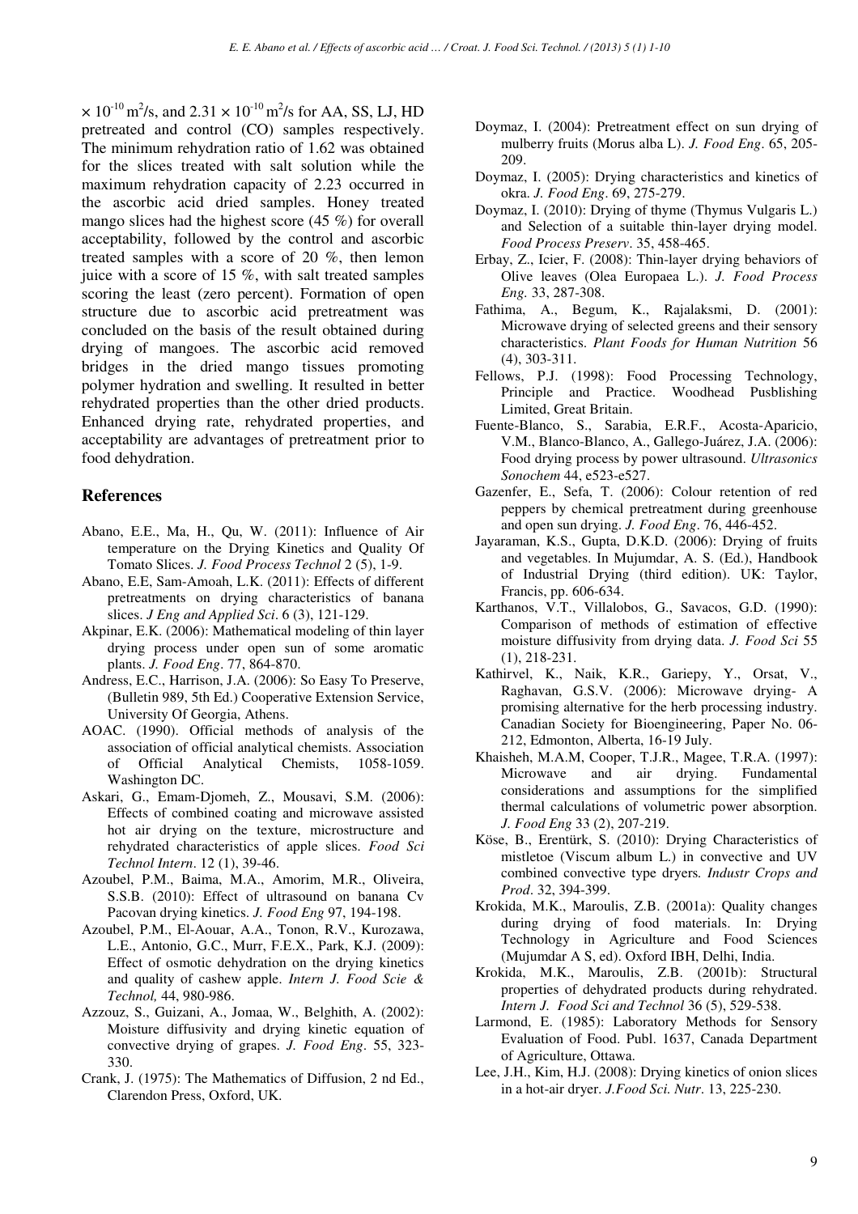$\times 10^{-10}$ $m^2/s$, and $2.31 \times 10^{-10}$ $m^2/s$ for AA, SS, LJ, HD pretreated and control (CO) samples respectively. The minimum rehydration ratio of 1.62 was obtained for the slices treated with salt solution while the maximum rehydration capacity of 2.23 occurred in the ascorbic acid dried samples. Honey treated mango slices had the highest score (45 %) for overall acceptability, followed by the control and ascorbic treated samples with a score of 20 %, then lemon juice with a score of 15 %, with salt treated samples scoring the least (zero percent). Formation of open structure due to ascorbic acid pretreatment was concluded on the basis of the result obtained during drying of mangoes. The ascorbic acid removed bridges in the dried mango tissues promoting polymer hydration and swelling. It resulted in better rehydrated properties than the other dried products. Enhanced drying rate, rehydrated properties, and acceptability are advantages of pretreatment prior to food dehydration.

## References

Abano, E.E., Ma, H., Qu, W. (2011): Influence of Air temperature on the Drying Kinetics and Quality Of Tomato Slices. *J. Food Process Technol* 2 (5), 1-9.

Abano, E.E, Sam-Amoah, L.K. (2011): Effects of different pretreatments on drying characteristics of banana slices. *J Eng and Applied Sci*. 6 (3), 121-129.

Akpinar, E.K. (2006): Mathematical modeling of thin layer drying process under open sun of some aromatic plants. *J. Food Eng*. 77, 864-870.

Andress, E.C., Harrison, J.A. (2006): So Easy To Preserve, (Bulletin 989, 5th Ed.) Cooperative Extension Service, University Of Georgia, Athens.

AOAC. (1990). Official methods of analysis of the association of official analytical chemists. Association of Official Analytical Chemists, 1058-1059. Washington DC.

Askari, G., Emam-Djomeh, Z., Mousavi, S.M. (2006): Effects of combined coating and microwave assisted hot air drying on the texture, microstructure and rehydrated characteristics of apple slices. *Food Sci Technol Intern*. 12 (1), 39-46.

Azoubel, P.M., Baima, M.A., Amorim, M.R., Oliveira, S.S.B. (2010): Effect of ultrasound on banana Cv Pacovan drying kinetics. *J. Food Eng* 97, 194-198.

Azoubel, P.M., El-Aouar, A.A., Tonon, R.V., Kurozawa, L.E., Antonio, G.C., Murr, F.E.X., Park, K.J. (2009): Effect of osmotic dehydration on the drying kinetics and quality of cashew apple. *Intern J. Food Scie & Technol,* 44, 980-986.

Azzouz, S., Guizani, A., Jomaa, W., Belghith, A. (2002): Moisture diffusivity and drying kinetic equation of convective drying of grapes. *J. Food Eng*. 55, 323-330.

Crank, J. (1975): The Mathematics of Diffusion, 2 nd Ed., Clarendon Press, Oxford, UK.

Doymaz, I. (2004): Pretreatment effect on sun drying of mulberry fruits (Morus alba L). *J. Food Eng*. 65, 205-209.

Doymaz, I. (2005): Drying characteristics and kinetics of okra. *J. Food Eng*. 69, 275-279.

Doymaz, I. (2010): Drying of thyme (Thymus Vulgaris L.) and Selection of a suitable thin-layer drying model. *Food Process Preserv*. 35, 458-465.

Erbay, Z., Icier, F. (2008): Thin-layer drying behaviors of Olive leaves (Olea Europaea L.). *J. Food Process Eng.* 33, 287-308.

Fathima, A., Begum, K., Rajalaksmi, D. (2001): Microwave drying of selected greens and their sensory characteristics. *Plant Foods for Human Nutrition* 56 (4), 303-311.

Fellows, P.J. (1998): Food Processing Technology, Principle and Practice. Woodhead Pusblishing Limited, Great Britain.

Fuente-Blanco, S., Sarabia, E.R.F., Acosta-Aparicio, V.M., Blanco-Blanco, A., Gallego-Juárez, J.A. (2006): Food drying process by power ultrasound. *Ultrasonics Sonochem* 44, e523-e527.

Gazenfer, E., Sefa, T. (2006): Colour retention of red peppers by chemical pretreatment during greenhouse and open sun drying. *J. Food Eng*. 76, 446-452.

Jayaraman, K.S., Gupta, D.K.D. (2006): Drying of fruits and vegetables. In Mujumdar, A. S. (Ed.), Handbook of Industrial Drying (third edition). UK: Taylor, Francis, pp. 606-634.

Karthanos, V.T., Villalobos, G., Savacos, G.D. (1990): Comparison of methods of estimation of effective moisture diffusivity from drying data. *J. Food Sci* 55 (1), 218-231.

Kathirvel, K., Naik, K.R., Gariepy, Y., Orsat, V., Raghavan, G.S.V. (2006): Microwave drying- A promising alternative for the herb processing industry. Canadian Society for Bioengineering, Paper No. 06-212, Edmonton, Alberta, 16-19 July.

Khaisheh, M.A.M, Cooper, T.J.R., Magee, T.R.A. (1997): Microwave and air drying. Fundamental considerations and assumptions for the simplified thermal calculations of volumetric power absorption. *J. Food Eng* 33 (2), 207-219.

Köse, B., Erentürk, S. (2010): Drying Characteristics of mistletoe (Viscum album L.) in convective and UV combined convective type dryers*. Industr Crops and Prod*. 32, 394-399.

Krokida, M.K., Maroulis, Z.B. (2001a): Quality changes during drying of food materials. In: Drying Technology in Agriculture and Food Sciences (Mujumdar A S, ed). Oxford IBH, Delhi, India.

Krokida, M.K., Maroulis, Z.B. (2001b): Structural properties of dehydrated products during rehydrated. *Intern J. Food Sci and Technol* 36 (5), 529-538.

Larmond, E. (1985): Laboratory Methods for Sensory Evaluation of Food. Publ. 1637, Canada Department of Agriculture, Ottawa.

Lee, J.H., Kim, H.J. (2008): Drying kinetics of onion slices in a hot-air dryer. *J.Food Sci. Nutr*. 13, 225-230.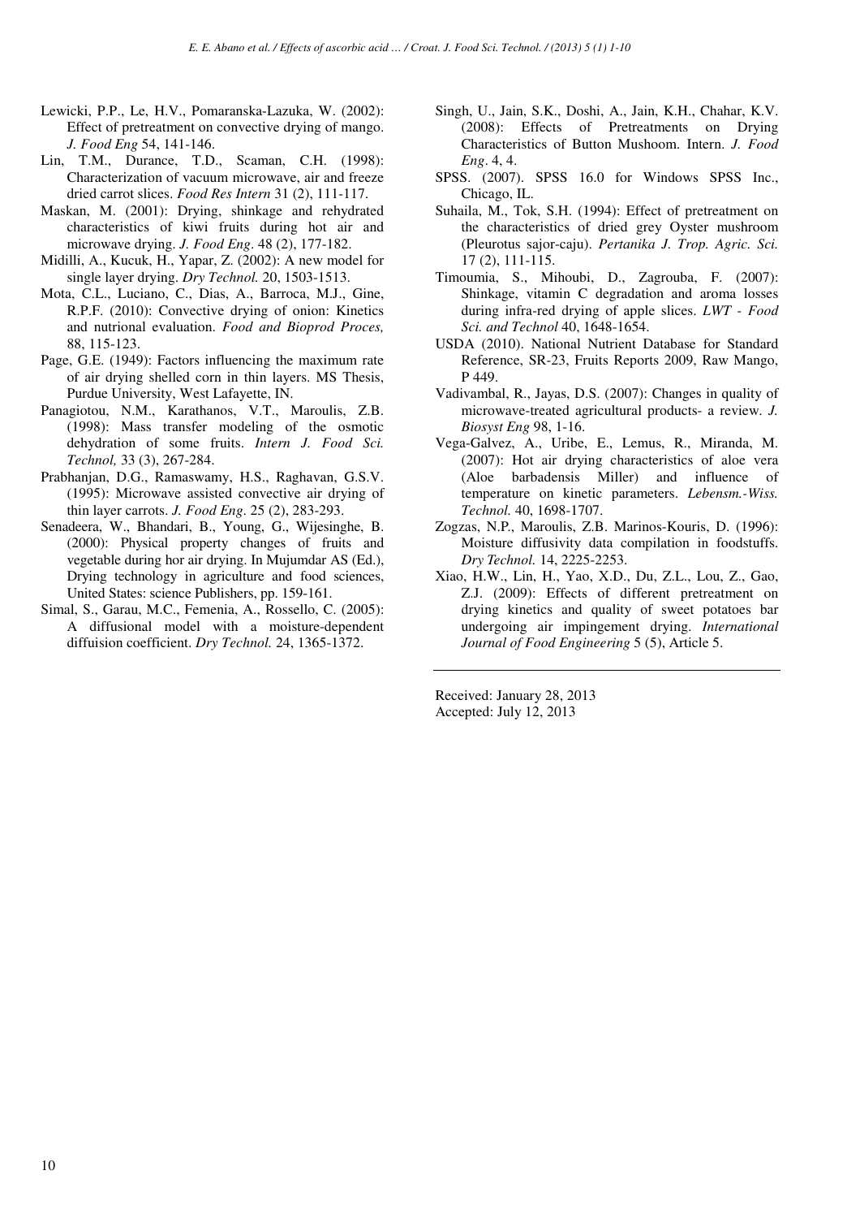Lewicki, P.P., Le, H.V., Pomaranska-Lazuka, W. (2002): Effect of pretreatment on convective drying of mango. *J. Food Eng* 54, 141-146.

Lin, T.M., Durance, T.D., Scaman, C.H. (1998): Characterization of vacuum microwave, air and freeze dried carrot slices. *Food Res Intern* 31 (2), 111-117.

Maskan, M. (2001): Drying, shinkage and rehydrated characteristics of kiwi fruits during hot air and microwave drying. *J. Food Eng*. 48 (2), 177-182.

Midilli, A., Kucuk, H., Yapar, Z. (2002): A new model for single layer drying. *Dry Technol.* 20, 1503-1513.

Mota, C.L., Luciano, C., Dias, A., Barroca, M.J., Gine, R.P.F. (2010): Convective drying of onion: Kinetics and nutrional evaluation. *Food and Bioprod Proces,* 88, 115-123.

Page, G.E. (1949): Factors influencing the maximum rate of air drying shelled corn in thin layers. MS Thesis, Purdue University, West Lafayette, IN.

Panagiotou, N.M., Karathanos, V.T., Maroulis, Z.B. (1998): Mass transfer modeling of the osmotic dehydration of some fruits. *Intern J. Food Sci. Technol,* 33 (3), 267-284.

Prabhanjan, D.G., Ramaswamy, H.S., Raghavan, G.S.V. (1995): Microwave assisted convective air drying of thin layer carrots. *J. Food Eng*. 25 (2), 283-293.

Senadeera, W., Bhandari, B., Young, G., Wijesinghe, B. (2000): Physical property changes of fruits and vegetable during hor air drying. In Mujumdar AS (Ed.), Drying technology in agriculture and food sciences, United States: science Publishers, pp. 159-161.

Simal, S., Garau, M.C., Femenia, A., Rossello, C. (2005): A diffusional model with a moisture-dependent diffuision coefficient. *Dry Technol.* 24, 1365-1372.

Singh, U., Jain, S.K., Doshi, A., Jain, K.H., Chahar, K.V. (2008): Effects of Pretreatments on Drying Characteristics of Button Mushoom. Intern. *J. Food Eng*. 4, 4.

SPSS. (2007). SPSS 16.0 for Windows SPSS Inc., Chicago, IL.

Suhaila, M., Tok, S.H. (1994): Effect of pretreatment on the characteristics of dried grey Oyster mushroom (Pleurotus sajor-caju). *Pertanika J. Trop. Agric. Sci.* 17 (2), 111-115.

Timoumia, S., Mihoubi, D., Zagrouba, F. (2007): Shinkage, vitamin C degradation and aroma losses during infra-red drying of apple slices. *LWT - Food Sci. and Technol* 40, 1648-1654.

USDA (2010). National Nutrient Database for Standard Reference, SR-23, Fruits Reports 2009, Raw Mango, P 449.

Vadivambal, R., Jayas, D.S. (2007): Changes in quality of microwave-treated agricultural products- a review. *J. Biosyst Eng* 98, 1-16.

Vega-Galvez, A., Uribe, E., Lemus, R., Miranda, M. (2007): Hot air drying characteristics of aloe vera (Aloe barbadensis Miller) and influence of temperature on kinetic parameters. *Lebensm.-Wiss. Technol.* 40, 1698-1707.

Zogzas, N.P., Maroulis, Z.B. Marinos-Kouris, D. (1996): Moisture diffusivity data compilation in foodstuffs. *Dry Technol.* 14, 2225-2253.

Xiao, H.W., Lin, H., Yao, X.D., Du, Z.L., Lou, Z., Gao, Z.J. (2009): Effects of different pretreatment on drying kinetics and quality of sweet potatoes bar undergoing air impingement drying. *International Journal of Food Engineering* 5 (5), Article 5.

---

Received: January 28, 2013
Accepted: July 12, 2013